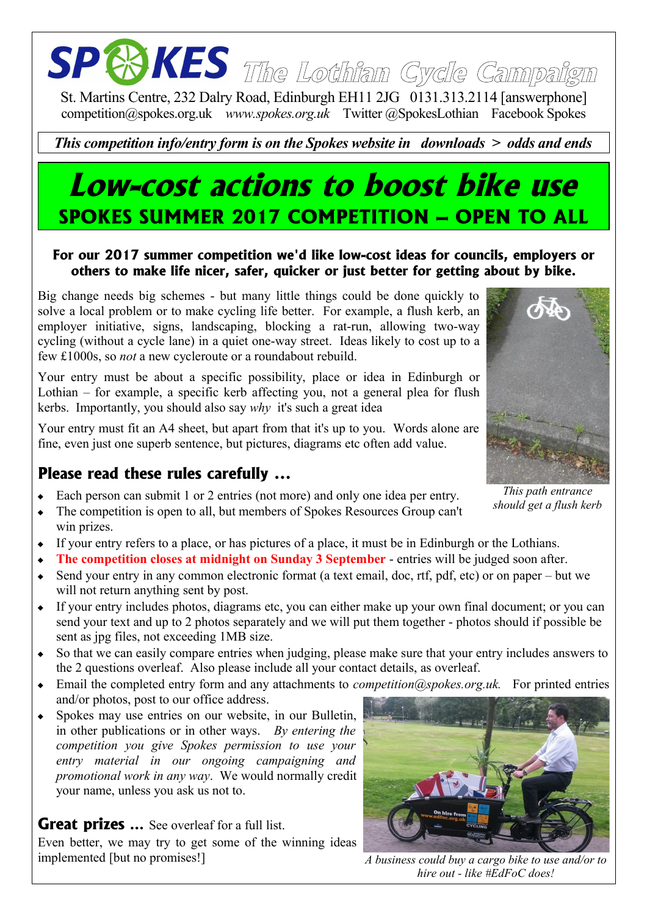# SPOKES The Lothian Cycle Campaign

St. Martins Centre, 232 Dalry Road, Edinburgh EH11 2JG 0131.313.2114 [answerphone]
competition@spokes.org.uk *www.spokes.org.uk* Twitter @SpokesLothian Facebook Spokes

***This competition info/entry form is on the Spokes website in downloads > odds and ends***

# *Low-cost actions to boost bike use*

## SPOKES SUMMER 2017 COMPETITION – OPEN TO ALL

**For our 2017 summer competition we'd like low-cost ideas for councils, employers or others to make life nicer, safer, quicker or just better for getting about by bike.**

Big change needs big schemes - but many little things could be done quickly to solve a local problem or to make cycling life better. For example, a flush kerb, an employer initiative, signs, landscaping, blocking a rat-run, allowing two-way cycling (without a cycle lane) in a quiet one-way street. Ideas likely to cost up to a few £1000s, so *not* a new cycleroute or a roundabout rebuild.

Your entry must be about a specific possibility, place or idea in Edinburgh or Lothian – for example, a specific kerb affecting you, not a general plea for flush kerbs. Importantly, you should also say *why* it's such a great idea

Your entry must fit an A4 sheet, but apart from that it's up to you. Words alone are fine, even just one superb sentence, but pictures, diagrams etc often add value.

*This path entrance should get a flush kerb*

## Please read these rules carefully ...

- Each person can submit 1 or 2 entries (not more) and only one idea per entry.
- The competition is open to all, but members of Spokes Resources Group can't win prizes.
- If your entry refers to a place, or has pictures of a place, it must be in Edinburgh or the Lothians.
- **The competition closes at midnight on Sunday 3 September** - entries will be judged soon after.
- Send your entry in any common electronic format (a text email, doc, rtf, pdf, etc) or on paper – but we will not return anything sent by post.
- If your entry includes photos, diagrams etc, you can either make up your own final document; or you can send your text and up to 2 photos separately and we will put them together - photos should if possible be sent as jpg files, not exceeding 1MB size.
- So that we can easily compare entries when judging, please make sure that your entry includes answers to the 2 questions overleaf. Also please include all your contact details, as overleaf.
- Email the completed entry form and any attachments to *competition@spokes.org.uk.* For printed entries and/or photos, post to our office address.
- Spokes may use entries on our website, in our Bulletin, in other publications or in other ways. *By entering the competition you give Spokes permission to use your entry material in our ongoing campaigning and promotional work in any way*. We would normally credit your name, unless you ask us not to.

**Great prizes ...** See overleaf for a full list.

Even better, we may try to get some of the winning ideas implemented [but no promises!]

*A business could buy a cargo bike to use and/or to hire out - like #EdFoC does!*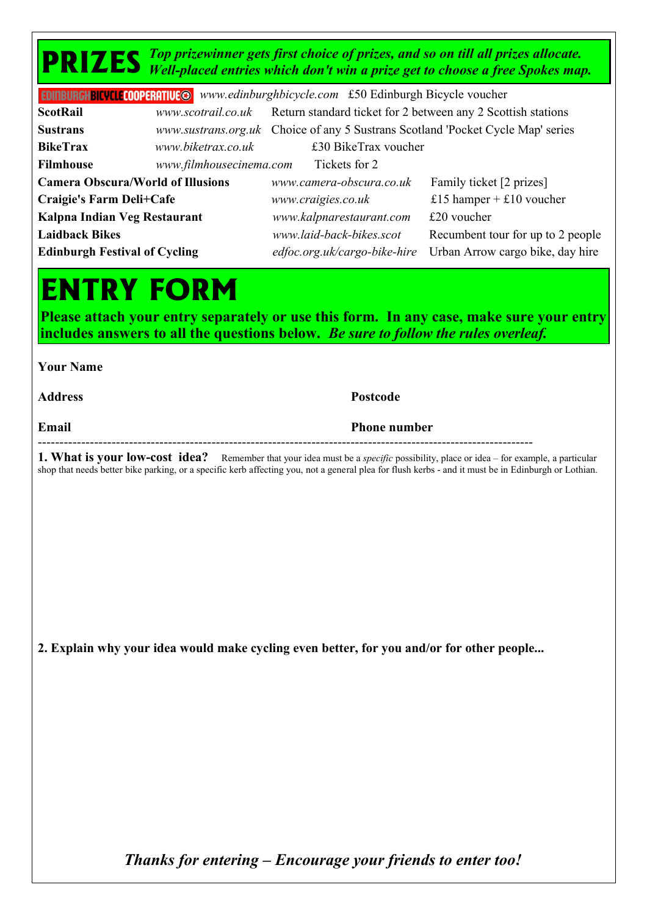# PRIZES

***Top prizewinner gets first choice of prizes, and so on till all prizes allocate. Well-placed entries which don't win a prize get to choose a free Spokes map.***

| | | |
|---|---|---|
| **EDINBURGH BICYCLE COOPERATIVE** | *www.edinburghbicycle.com* | £50 Edinburgh Bicycle voucher |
| **ScotRail** | *www.scotrail.co.uk* | Return standard ticket for 2 between any 2 Scottish stations |
| **Sustrans** | *www.sustrans.org.uk* | Choice of any 5 Sustrans Scotland 'Pocket Cycle Map' series |
| **BikeTrax** | *www.biketrax.co.uk* | £30 BikeTrax voucher |
| **Filmhouse** | *www.filmhousecinema.com* | Tickets for 2 |
| **Camera Obscura/World of Illusions** | *www.camera-obscura.co.uk* | Family ticket [2 prizes] |
| **Craigie's Farm Deli+Cafe** | *www.craigies.co.uk* | £15 hamper + £10 voucher |
| **Kalpna Indian Veg Restaurant** | *www.kalpnarestaurant.com* | £20 voucher |
| **Laidback Bikes** | *www.laid-back-bikes.scot* | Recumbent tour for up to 2 people |
| **Edinburgh Festival of Cycling** | *edfoc.org.uk/cargo-bike-hire* | Urban Arrow cargo bike, day hire |

# ENTRY FORM

**Please attach your entry separately or use this form. In any case, make sure your entry includes answers to all the questions below.** ***Be sure to follow the rules overleaf.***

**Your Name**

**Address** **Postcode**

**Email** **Phone number**

---

**1. What is your low-cost idea?** Remember that your idea must be a *specific* possibility, place or idea – for example, a particular shop that needs better bike parking, or a specific kerb affecting you, not a general plea for flush kerbs - and it must be in Edinburgh or Lothian.

**2. Explain why your idea would make cycling even better, for you and/or for other people...**

***Thanks for entering – Encourage your friends to enter too!***